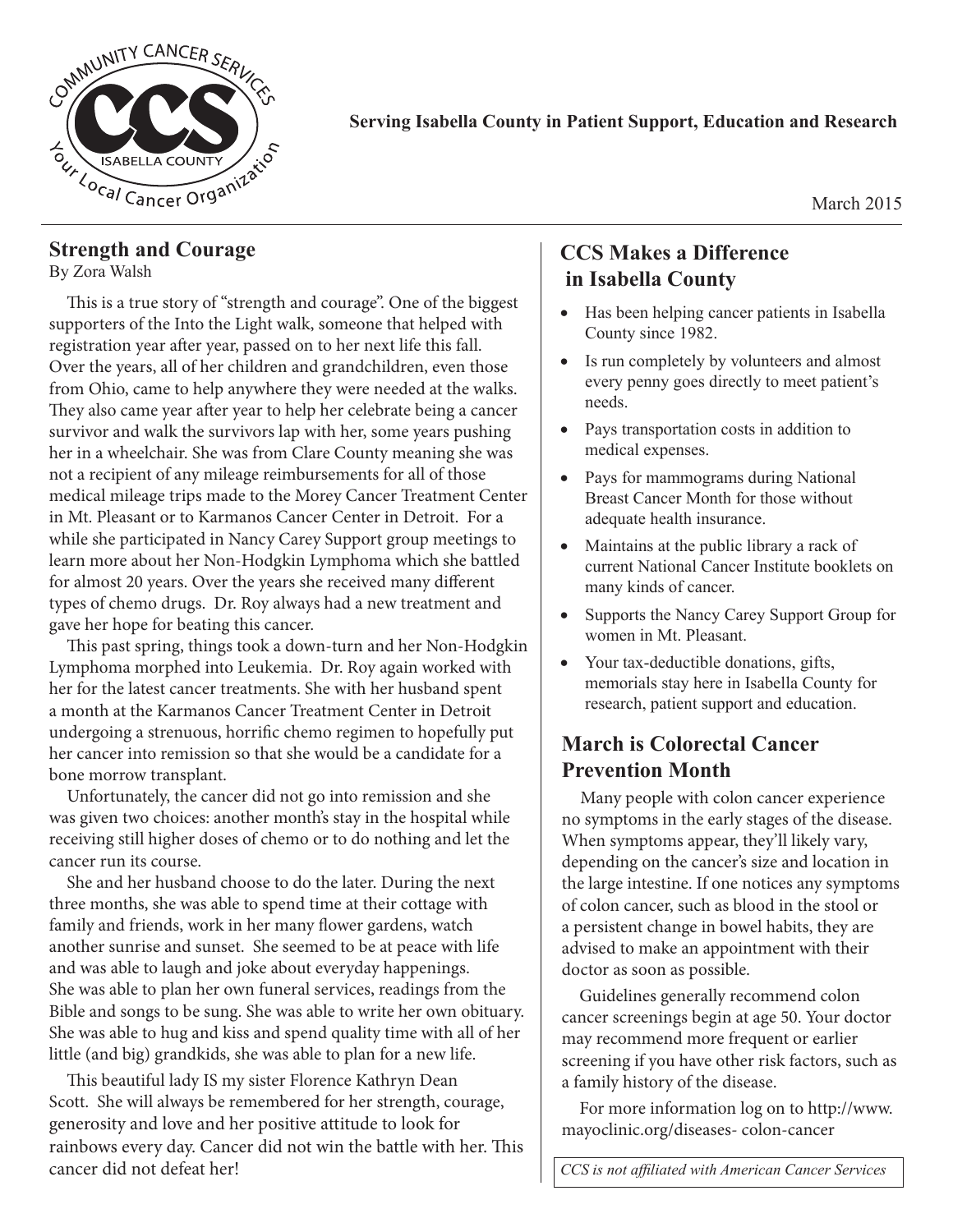COMMUNITY CANCER SERVICES

CCS

ISABELLA COUNTY

Your Local Cancer Organization

**Serving Isabella County in Patient Support, Education and Research**

March 2015

## Strength and Courage

By Zora Walsh

This is a true story of "strength and courage". One of the biggest supporters of the Into the Light walk, someone that helped with registration year after year, passed on to her next life this fall. Over the years, all of her children and grandchildren, even those from Ohio, came to help anywhere they were needed at the walks. They also came year after year to help her celebrate being a cancer survivor and walk the survivors lap with her, some years pushing her in a wheelchair. She was from Clare County meaning she was not a recipient of any mileage reimbursements for all of those medical mileage trips made to the Morey Cancer Treatment Center in Mt. Pleasant or to Karmanos Cancer Center in Detroit. For a while she participated in Nancy Carey Support group meetings to learn more about her Non-Hodgkin Lymphoma which she battled for almost 20 years. Over the years she received many different types of chemo drugs. Dr. Roy always had a new treatment and gave her hope for beating this cancer.

This past spring, things took a down-turn and her Non-Hodgkin Lymphoma morphed into Leukemia. Dr. Roy again worked with her for the latest cancer treatments. She with her husband spent a month at the Karmanos Cancer Treatment Center in Detroit undergoing a strenuous, horrific chemo regimen to hopefully put her cancer into remission so that she would be a candidate for a bone morrow transplant.

Unfortunately, the cancer did not go into remission and she was given two choices: another month's stay in the hospital while receiving still higher doses of chemo or to do nothing and let the cancer run its course.

She and her husband choose to do the later. During the next three months, she was able to spend time at their cottage with family and friends, work in her many flower gardens, watch another sunrise and sunset. She seemed to be at peace with life and was able to laugh and joke about everyday happenings. She was able to plan her own funeral services, readings from the Bible and songs to be sung. She was able to write her own obituary. She was able to hug and kiss and spend quality time with all of her little (and big) grandkids, she was able to plan for a new life.

This beautiful lady IS my sister Florence Kathryn Dean Scott. She will always be remembered for her strength, courage, generosity and love and her positive attitude to look for rainbows every day. Cancer did not win the battle with her. This cancer did not defeat her!

## CCS Makes a Difference in Isabella County

- Has been helping cancer patients in Isabella County since 1982.
- Is run completely by volunteers and almost every penny goes directly to meet patient's needs.
- Pays transportation costs in addition to medical expenses.
- Pays for mammograms during National Breast Cancer Month for those without adequate health insurance.
- Maintains at the public library a rack of current National Cancer Institute booklets on many kinds of cancer.
- Supports the Nancy Carey Support Group for women in Mt. Pleasant.
- Your tax-deductible donations, gifts, memorials stay here in Isabella County for research, patient support and education.

## March is Colorectal Cancer Prevention Month

Many people with colon cancer experience no symptoms in the early stages of the disease. When symptoms appear, they'll likely vary, depending on the cancer's size and location in the large intestine. If one notices any symptoms of colon cancer, such as blood in the stool or a persistent change in bowel habits, they are advised to make an appointment with their doctor as soon as possible.

Guidelines generally recommend colon cancer screenings begin at age 50. Your doctor may recommend more frequent or earlier screening if you have other risk factors, such as a family history of the disease.

For more information log on to http://www.mayoclinic.org/diseases- colon-cancer

*CCS is not affiliated with American Cancer Services*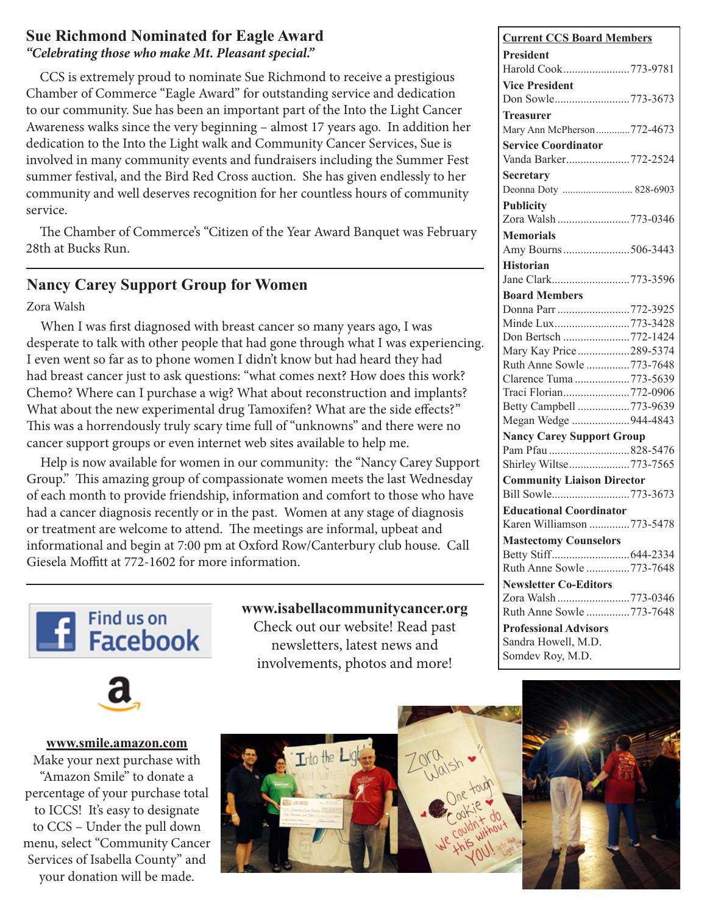## Sue Richmond Nominated for Eagle Award

*"Celebrating those who make Mt. Pleasant special."*

CCS is extremely proud to nominate Sue Richmond to receive a prestigious Chamber of Commerce "Eagle Award" for outstanding service and dedication to our community. Sue has been an important part of the Into the Light Cancer Awareness walks since the very beginning – almost 17 years ago. In addition her dedication to the Into the Light walk and Community Cancer Services, Sue is involved in many community events and fundraisers including the Summer Fest summer festival, and the Bird Red Cross auction. She has given endlessly to her community and well deserves recognition for her countless hours of community service.

The Chamber of Commerce's "Citizen of the Year Award Banquet was February 28th at Bucks Run.

## Nancy Carey Support Group for Women

Zora Walsh

When I was first diagnosed with breast cancer so many years ago, I was desperate to talk with other people that had gone through what I was experiencing. I even went so far as to phone women I didn't know but had heard they had had breast cancer just to ask questions: "what comes next? How does this work? Chemo? Where can I purchase a wig? What about reconstruction and implants? What about the new experimental drug Tamoxifen? What are the side effects?" This was a horrendously truly scary time full of "unknowns" and there were no cancer support groups or even internet web sites available to help me.

Help is now available for women in our community: the "Nancy Carey Support Group." This amazing group of compassionate women meets the last Wednesday of each month to provide friendship, information and comfort to those who have had a cancer diagnosis recently or in the past. Women at any stage of diagnosis or treatment are welcome to attend. The meetings are informal, upbeat and informational and begin at 7:00 pm at Oxford Row/Canterbury club house. Call Giesela Moffitt at 772-1602 for more information.

Find us on Facebook

**www.isabellacommunitycancer.org**
Check out our website! Read past newsletters, latest news and involvements, photos and more!

**www.smile.amazon.com**
Make your next purchase with "Amazon Smile" to donate a percentage of your purchase total to ICCS! It's easy to designate to CCS – Under the pull down menu, select "Community Cancer Services of Isabella County" and your donation will be made.

### Current CCS Board Members

**President**
Harold Cook....................773-9781

**Vice President**
Don Sowle....................773-3673

**Treasurer**
Mary Ann McPherson....................772-4673

**Service Coordinator**
Vanda Barker....................772-2524

**Secretary**
Deonna Doty....................828-6903

**Publicity**
Zora Walsh....................773-0346

**Memorials**
Amy Bourns....................506-3443

**Historian**
Jane Clark....................773-3596

**Board Members**
Donna Parr....................772-3925
Minde Lux....................773-3428
Don Bertsch....................772-1424
Mary Kay Price....................289-5374
Ruth Anne Sowle....................773-7648
Clarence Tuma....................773-5639
Traci Florian....................772-0906
Betty Campbell....................773-9639
Megan Wedge....................944-4843

**Nancy Carey Support Group**
Pam Pfau....................828-5476
Shirley Wiltse....................773-7565

**Community Liaison Director**
Bill Sowle....................773-3673

**Educational Coordinator**
Karen Williamson....................773-5478

**Mastectomy Counselors**
Betty Stiff....................644-2334
Ruth Anne Sowle....................773-7648

**Newsletter Co-Editors**
Zora Walsh....................773-0346
Ruth Anne Sowle....................773-7648

**Professional Advisors**
Sandra Howell, M.D.
Somdev Roy, M.D.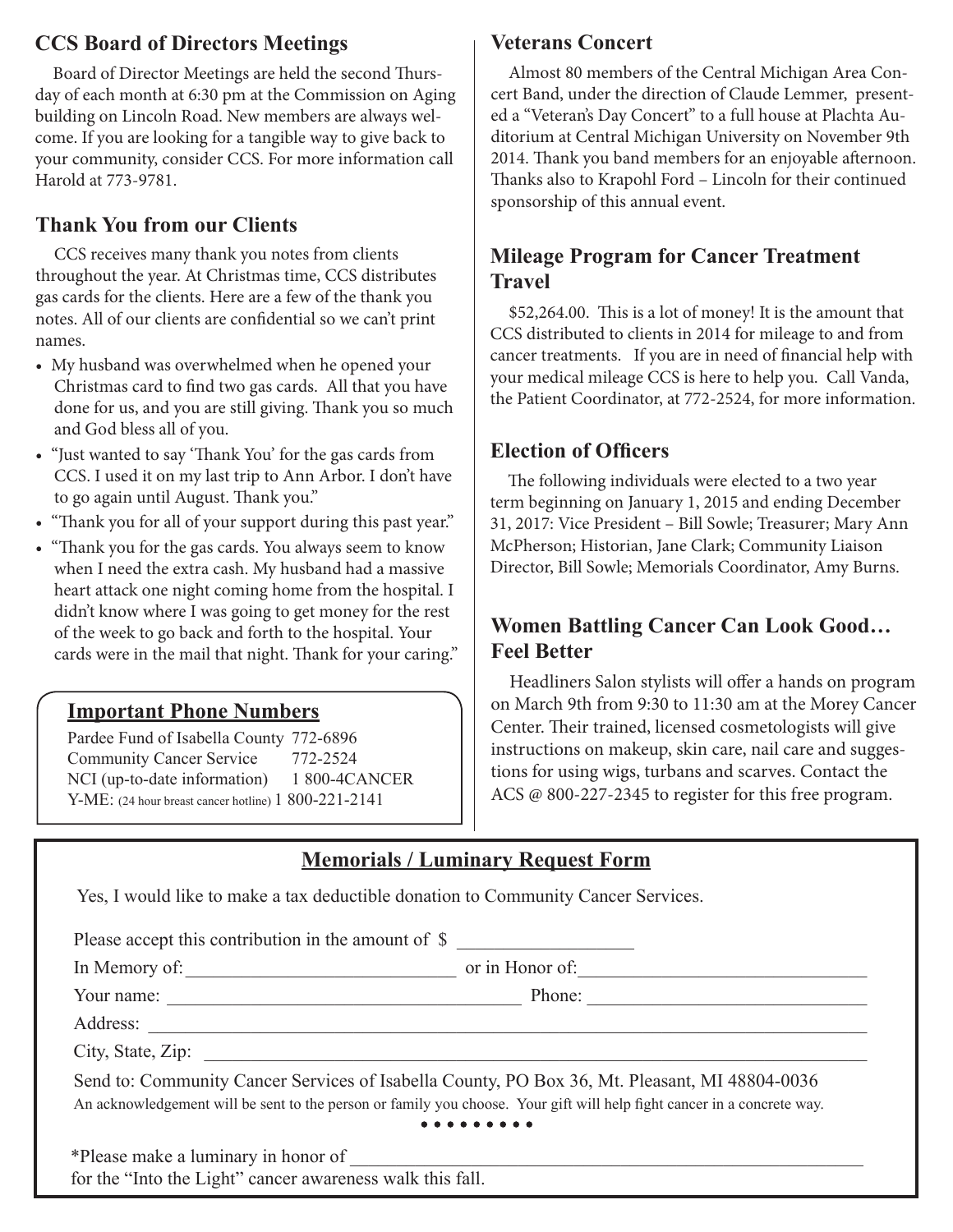## CCS Board of Directors Meetings

Board of Director Meetings are held the second Thursday of each month at 6:30 pm at the Commission on Aging building on Lincoln Road. New members are always welcome. If you are looking for a tangible way to give back to your community, consider CCS. For more information call Harold at 773-9781.

## Thank You from our Clients

CCS receives many thank you notes from clients throughout the year. At Christmas time, CCS distributes gas cards for the clients. Here are a few of the thank you notes. All of our clients are confidential so we can't print names.

- My husband was overwhelmed when he opened your Christmas card to find two gas cards. All that you have done for us, and you are still giving. Thank you so much and God bless all of you.
- "Just wanted to say 'Thank You' for the gas cards from CCS. I used it on my last trip to Ann Arbor. I don't have to go again until August. Thank you."
- "Thank you for all of your support during this past year."
- "Thank you for the gas cards. You always seem to know when I need the extra cash. My husband had a massive heart attack one night coming home from the hospital. I didn't know where I was going to get money for the rest of the week to go back and forth to the hospital. Your cards were in the mail that night. Thank for your caring."

### Important Phone Numbers

Pardee Fund of Isabella County 772-6896
Community Cancer Service 772-2524
NCI (up-to-date information) 1 800-4CANCER
Y-ME: (24 hour breast cancer hotline) 1 800-221-2141

## Veterans Concert

Almost 80 members of the Central Michigan Area Concert Band, under the direction of Claude Lemmer, presented a "Veteran's Day Concert" to a full house at Plachta Auditorium at Central Michigan University on November 9th 2014. Thank you band members for an enjoyable afternoon. Thanks also to Krapohl Ford – Lincoln for their continued sponsorship of this annual event.

## Mileage Program for Cancer Treatment Travel

$52,264.00. This is a lot of money! It is the amount that CCS distributed to clients in 2014 for mileage to and from cancer treatments. If you are in need of financial help with your medical mileage CCS is here to help you. Call Vanda, the Patient Coordinator, at 772-2524, for more information.

## Election of Officers

The following individuals were elected to a two year term beginning on January 1, 2015 and ending December 31, 2017: Vice President – Bill Sowle; Treasurer; Mary Ann McPherson; Historian, Jane Clark; Community Liaison Director, Bill Sowle; Memorials Coordinator, Amy Burns.

## Women Battling Cancer Can Look Good… Feel Better

Headliners Salon stylists will offer a hands on program on March 9th from 9:30 to 11:30 am at the Morey Cancer Center. Their trained, licensed cosmetologists will give instructions on makeup, skin care, nail care and suggestions for using wigs, turbans and scarves. Contact the ACS @ 800-227-2345 to register for this free program.

## Memorials / Luminary Request Form

Yes, I would like to make a tax deductible donation to Community Cancer Services.

Please accept this contribution in the amount of $ ____________________

In Memory of: ______________________________ or in Honor of: ______________________________

Your name: ______________________________ Phone: ______________________________

Address: ____________________________________________________________

City, State, Zip: ____________________________________________________________

Send to: Community Cancer Services of Isabella County, PO Box 36, Mt. Pleasant, MI 48804-0036

An acknowledgement will be sent to the person or family you choose. Your gift will help fight cancer in a concrete way.

• • • • • • • • •

*Please make a luminary in honor of ____________________________________________________________
for the "Into the Light" cancer awareness walk this fall.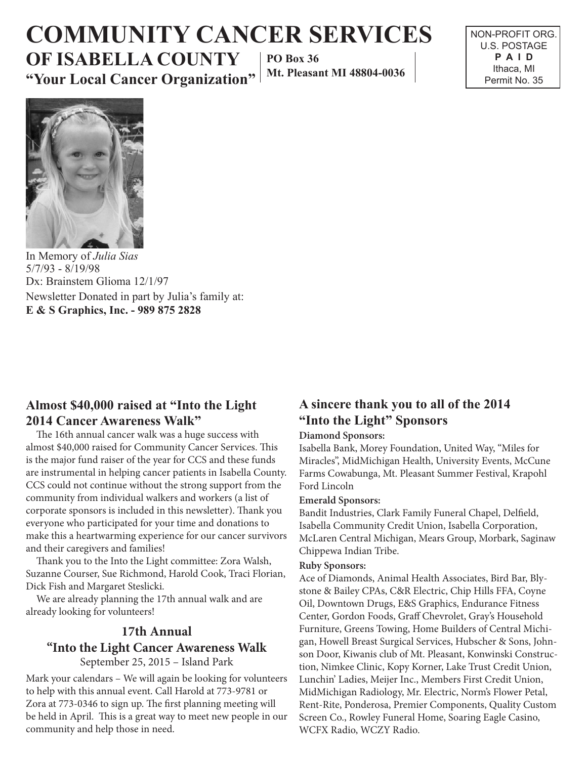# COMMUNITY CANCER SERVICES

## OF ISABELLA COUNTY

**"Your Local Cancer Organization"**

**PO Box 36**
**Mt. Pleasant MI 48804-0036**

NON-PROFIT ORG.
U.S. POSTAGE
**PAID**
Ithaca, MI
Permit No. 35

In Memory of *Julia Sias*
5/7/93 - 8/19/98
Dx: Brainstem Glioma 12/1/97
Newsletter Donated in part by Julia's family at:
**E & S Graphics, Inc. - 989 875 2828**

## Almost $40,000 raised at "Into the Light 2014 Cancer Awareness Walk"

The 16th annual cancer walk was a huge success with almost $40,000 raised for Community Cancer Services. This is the major fund raiser of the year for CCS and these funds are instrumental in helping cancer patients in Isabella County. CCS could not continue without the strong support from the community from individual walkers and workers (a list of corporate sponsors is included in this newsletter). Thank you everyone who participated for your time and donations to make this a heartwarming experience for our cancer survivors and their caregivers and families!

Thank you to the Into the Light committee: Zora Walsh, Suzanne Courser, Sue Richmond, Harold Cook, Traci Florian, Dick Fish and Margaret Steslicki.

We are already planning the 17th annual walk and are already looking for volunteers!

### 17th Annual "Into the Light Cancer Awareness Walk

September 25, 2015 – Island Park

Mark your calendars – We will again be looking for volunteers to help with this annual event. Call Harold at 773-9781 or Zora at 773-0346 to sign up. The first planning meeting will be held in April. This is a great way to meet new people in our community and help those in need.

## A sincere thank you to all of the 2014 "Into the Light" Sponsors

**Diamond Sponsors:**

Isabella Bank, Morey Foundation, United Way, "Miles for Miracles", MidMichigan Health, University Events, McCune Farms Cowabunga, Mt. Pleasant Summer Festival, Krapohl Ford Lincoln

**Emerald Sponsors:**

Bandit Industries, Clark Family Funeral Chapel, Delfield, Isabella Community Credit Union, Isabella Corporation, McLaren Central Michigan, Mears Group, Morbark, Saginaw Chippewa Indian Tribe.

**Ruby Sponsors:**

Ace of Diamonds, Animal Health Associates, Bird Bar, Blystone & Bailey CPAs, C&R Electric, Chip Hills FFA, Coyne Oil, Downtown Drugs, E&S Graphics, Endurance Fitness Center, Gordon Foods, Graff Chevrolet, Gray's Household Furniture, Greens Towing, Home Builders of Central Michigan, Howell Breast Surgical Services, Hubscher & Sons, Johnson Door, Kiwanis club of Mt. Pleasant, Konwinski Construction, Nimkee Clinic, Kopy Korner, Lake Trust Credit Union, Lunchin' Ladies, Meijer Inc., Members First Credit Union, MidMichigan Radiology, Mr. Electric, Norm's Flower Petal, Rent-Rite, Ponderosa, Premier Components, Quality Custom Screen Co., Rowley Funeral Home, Soaring Eagle Casino, WCFX Radio, WCZY Radio.